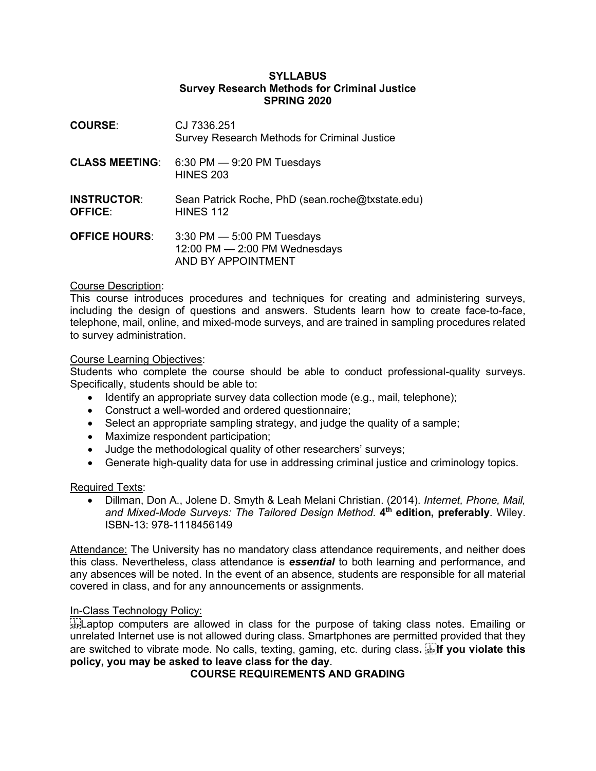# SYLLABUS
## Survey Research Methods for Criminal Justice
## SPRING 2020

**COURSE**: CJ 7336.251
Survey Research Methods for Criminal Justice

**CLASS MEETING**: 6:30 PM — 9:20 PM Tuesdays
HINES 203

**INSTRUCTOR**: Sean Patrick Roche, PhD (sean.roche@txstate.edu)
**OFFICE**: HINES 112

**OFFICE HOURS**: 3:30 PM — 5:00 PM Tuesdays
12:00 PM — 2:00 PM Wednesdays
AND BY APPOINTMENT

Course Description:
This course introduces procedures and techniques for creating and administering surveys, including the design of questions and answers. Students learn how to create face-to-face, telephone, mail, online, and mixed-mode surveys, and are trained in sampling procedures related to survey administration.

Course Learning Objectives:
Students who complete the course should be able to conduct professional-quality surveys. Specifically, students should be able to:

- Identify an appropriate survey data collection mode (e.g., mail, telephone);
- Construct a well-worded and ordered questionnaire;
- Select an appropriate sampling strategy, and judge the quality of a sample;
- Maximize respondent participation;
- Judge the methodological quality of other researchers' surveys;
- Generate high-quality data for use in addressing criminal justice and criminology topics.

Required Texts:

- Dillman, Don A., Jolene D. Smyth & Leah Melani Christian. (2014). *Internet, Phone, Mail, and Mixed-Mode Surveys: The Tailored Design Method*. **4th edition, preferably**. Wiley. ISBN-13: 978-1118456149

Attendance: The University has no mandatory class attendance requirements, and neither does this class. Nevertheless, class attendance is ***essential*** to both learning and performance, and any absences will be noted. In the event of an absence, students are responsible for all material covered in class, and for any announcements or assignments.

In-Class Technology Policy:
Laptop computers are allowed in class for the purpose of taking class notes. Emailing or unrelated Internet use is not allowed during class. Smartphones are permitted provided that they are switched to vibrate mode. No calls, texting, gaming, etc. during class**.** **If you violate this policy, you may be asked to leave class for the day**.

## COURSE REQUIREMENTS AND GRADING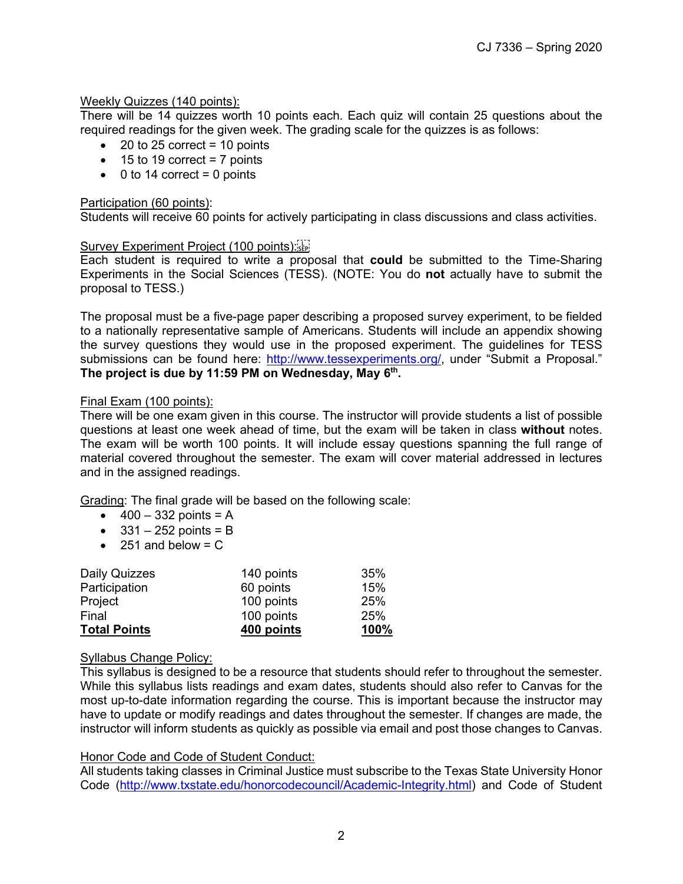Weekly Quizzes (140 points):

There will be 14 quizzes worth 10 points each. Each quiz will contain 25 questions about the required readings for the given week. The grading scale for the quizzes is as follows:

- 20 to 25 correct = 10 points
- 15 to 19 correct = 7 points
- 0 to 14 correct = 0 points

Participation (60 points):

Students will receive 60 points for actively participating in class discussions and class activities.

Survey Experiment Project (100 points):

Each student is required to write a proposal that **could** be submitted to the Time-Sharing Experiments in the Social Sciences (TESS). (NOTE: You do **not** actually have to submit the proposal to TESS.)

The proposal must be a five-page paper describing a proposed survey experiment, to be fielded to a nationally representative sample of Americans. Students will include an appendix showing the survey questions they would use in the proposed experiment. The guidelines for TESS submissions can be found here: http://www.tessexperiments.org/, under "Submit a Proposal." **The project is due by 11:59 PM on Wednesday, May 6th.**

Final Exam (100 points):

There will be one exam given in this course. The instructor will provide students a list of possible questions at least one week ahead of time, but the exam will be taken in class **without** notes. The exam will be worth 100 points. It will include essay questions spanning the full range of material covered throughout the semester. The exam will cover material addressed in lectures and in the assigned readings.

Grading: The final grade will be based on the following scale:

- 400 – 332 points = A
- 331 – 252 points = B
- 251 and below = C

| | | |
|---|---|---|
| Daily Quizzes | 140 points | 35% |
| Participation | 60 points | 15% |
| Project | 100 points | 25% |
| Final | 100 points | 25% |
| **Total Points** | **400 points** | **100%** |

Syllabus Change Policy:

This syllabus is designed to be a resource that students should refer to throughout the semester. While this syllabus lists readings and exam dates, students should also refer to Canvas for the most up-to-date information regarding the course. This is important because the instructor may have to update or modify readings and dates throughout the semester. If changes are made, the instructor will inform students as quickly as possible via email and post those changes to Canvas.

Honor Code and Code of Student Conduct:

All students taking classes in Criminal Justice must subscribe to the Texas State University Honor Code (http://www.txstate.edu/honorcodecouncil/Academic-Integrity.html) and Code of Student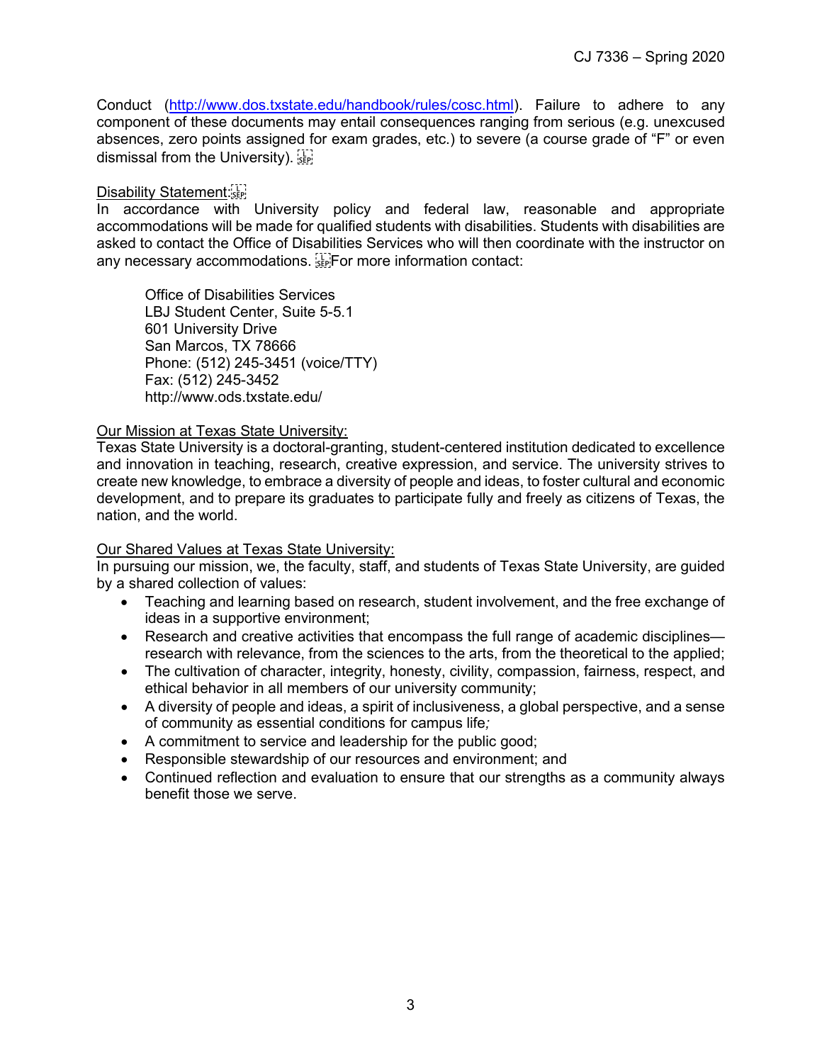Conduct (http://www.dos.txstate.edu/handbook/rules/cosc.html). Failure to adhere to any component of these documents may entail consequences ranging from serious (e.g. unexcused absences, zero points assigned for exam grades, etc.) to severe (a course grade of "F" or even dismissal from the University).

Disability Statement:

In accordance with University policy and federal law, reasonable and appropriate accommodations will be made for qualified students with disabilities. Students with disabilities are asked to contact the Office of Disabilities Services who will then coordinate with the instructor on any necessary accommodations. For more information contact:

> Office of Disabilities Services
> LBJ Student Center, Suite 5-5.1
> 601 University Drive
> San Marcos, TX 78666
> Phone: (512) 245-3451 (voice/TTY)
> Fax: (512) 245-3452
> http://www.ods.txstate.edu/

Our Mission at Texas State University:

Texas State University is a doctoral-granting, student-centered institution dedicated to excellence and innovation in teaching, research, creative expression, and service. The university strives to create new knowledge, to embrace a diversity of people and ideas, to foster cultural and economic development, and to prepare its graduates to participate fully and freely as citizens of Texas, the nation, and the world.

Our Shared Values at Texas State University:

In pursuing our mission, we, the faculty, staff, and students of Texas State University, are guided by a shared collection of values:

- Teaching and learning based on research, student involvement, and the free exchange of ideas in a supportive environment;
- Research and creative activities that encompass the full range of academic disciplines—research with relevance, from the sciences to the arts, from the theoretical to the applied;
- The cultivation of character, integrity, honesty, civility, compassion, fairness, respect, and ethical behavior in all members of our university community;
- A diversity of people and ideas, a spirit of inclusiveness, a global perspective, and a sense of community as essential conditions for campus life;
- A commitment to service and leadership for the public good;
- Responsible stewardship of our resources and environment; and
- Continued reflection and evaluation to ensure that our strengths as a community always benefit those we serve.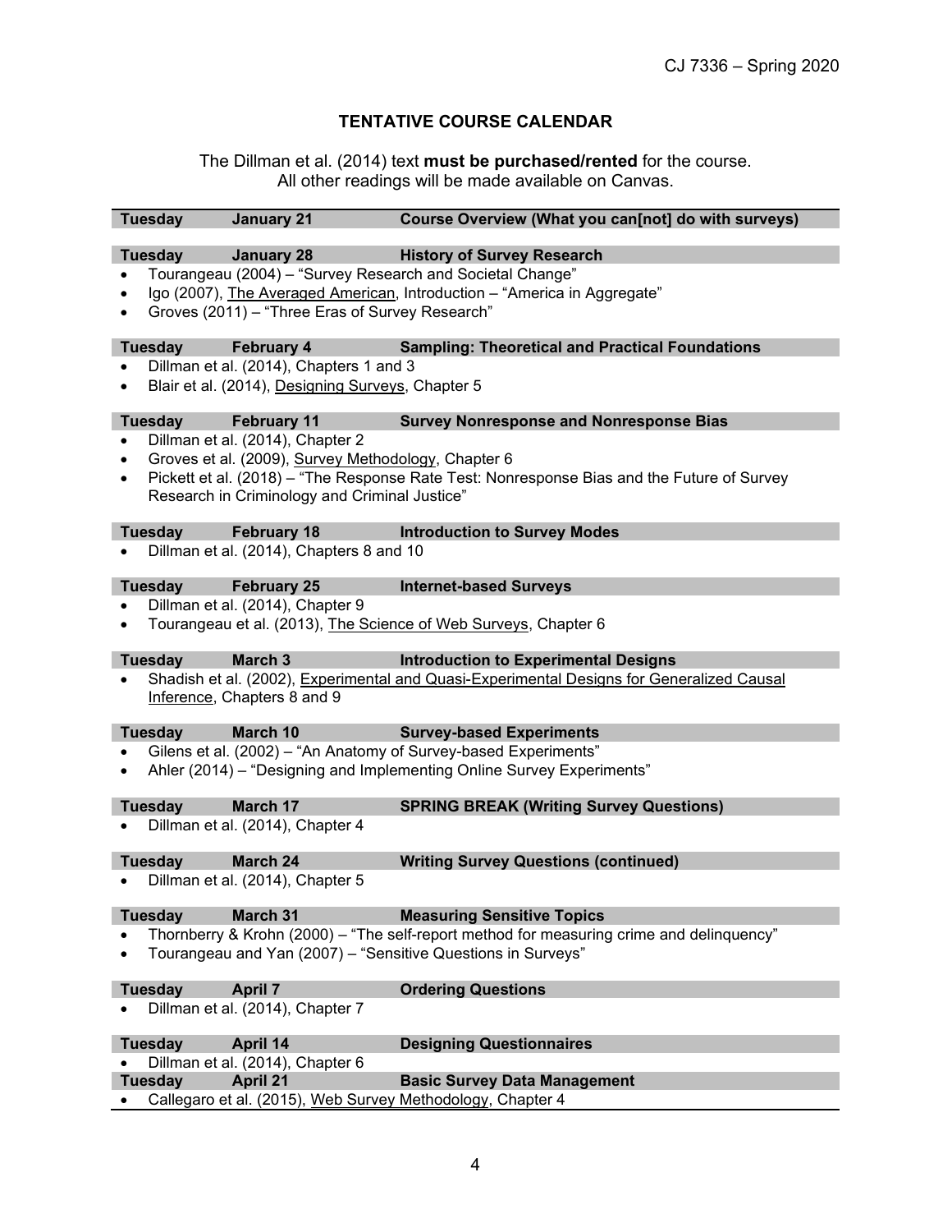## TENTATIVE COURSE CALENDAR

The Dillman et al. (2014) text **must be purchased/rented** for the course.
All other readings will be made available on Canvas.

**Tuesday — January 21 — Course Overview (What you can[not] do with surveys)**

**Tuesday — January 28 — History of Survey Research**

- Tourangeau (2004) – "Survey Research and Societal Change"
- Igo (2007), The Averaged American, Introduction – "America in Aggregate"
- Groves (2011) – "Three Eras of Survey Research"

**Tuesday — February 4 — Sampling: Theoretical and Practical Foundations**

- Dillman et al. (2014), Chapters 1 and 3
- Blair et al. (2014), Designing Surveys, Chapter 5

**Tuesday — February 11 — Survey Nonresponse and Nonresponse Bias**

- Dillman et al. (2014), Chapter 2
- Groves et al. (2009), Survey Methodology, Chapter 6
- Pickett et al. (2018) – "The Response Rate Test: Nonresponse Bias and the Future of Survey Research in Criminology and Criminal Justice"

**Tuesday — February 18 — Introduction to Survey Modes**

- Dillman et al. (2014), Chapters 8 and 10

**Tuesday — February 25 — Internet-based Surveys**

- Dillman et al. (2014), Chapter 9
- Tourangeau et al. (2013), The Science of Web Surveys, Chapter 6

**Tuesday — March 3 — Introduction to Experimental Designs**

- Shadish et al. (2002), Experimental and Quasi-Experimental Designs for Generalized Causal Inference, Chapters 8 and 9

**Tuesday — March 10 — Survey-based Experiments**

- Gilens et al. (2002) – "An Anatomy of Survey-based Experiments"
- Ahler (2014) – "Designing and Implementing Online Survey Experiments"

**Tuesday — March 17 — SPRING BREAK (Writing Survey Questions)**

- Dillman et al. (2014), Chapter 4

**Tuesday — March 24 — Writing Survey Questions (continued)**

- Dillman et al. (2014), Chapter 5

**Tuesday — March 31 — Measuring Sensitive Topics**

- Thornberry & Krohn (2000) – "The self-report method for measuring crime and delinquency"
- Tourangeau and Yan (2007) – "Sensitive Questions in Surveys"

**Tuesday — April 7 — Ordering Questions**

- Dillman et al. (2014), Chapter 7

**Tuesday — April 14 — Designing Questionnaires**

- Dillman et al. (2014), Chapter 6

**Tuesday — April 21 — Basic Survey Data Management**

- Callegaro et al. (2015), Web Survey Methodology, Chapter 4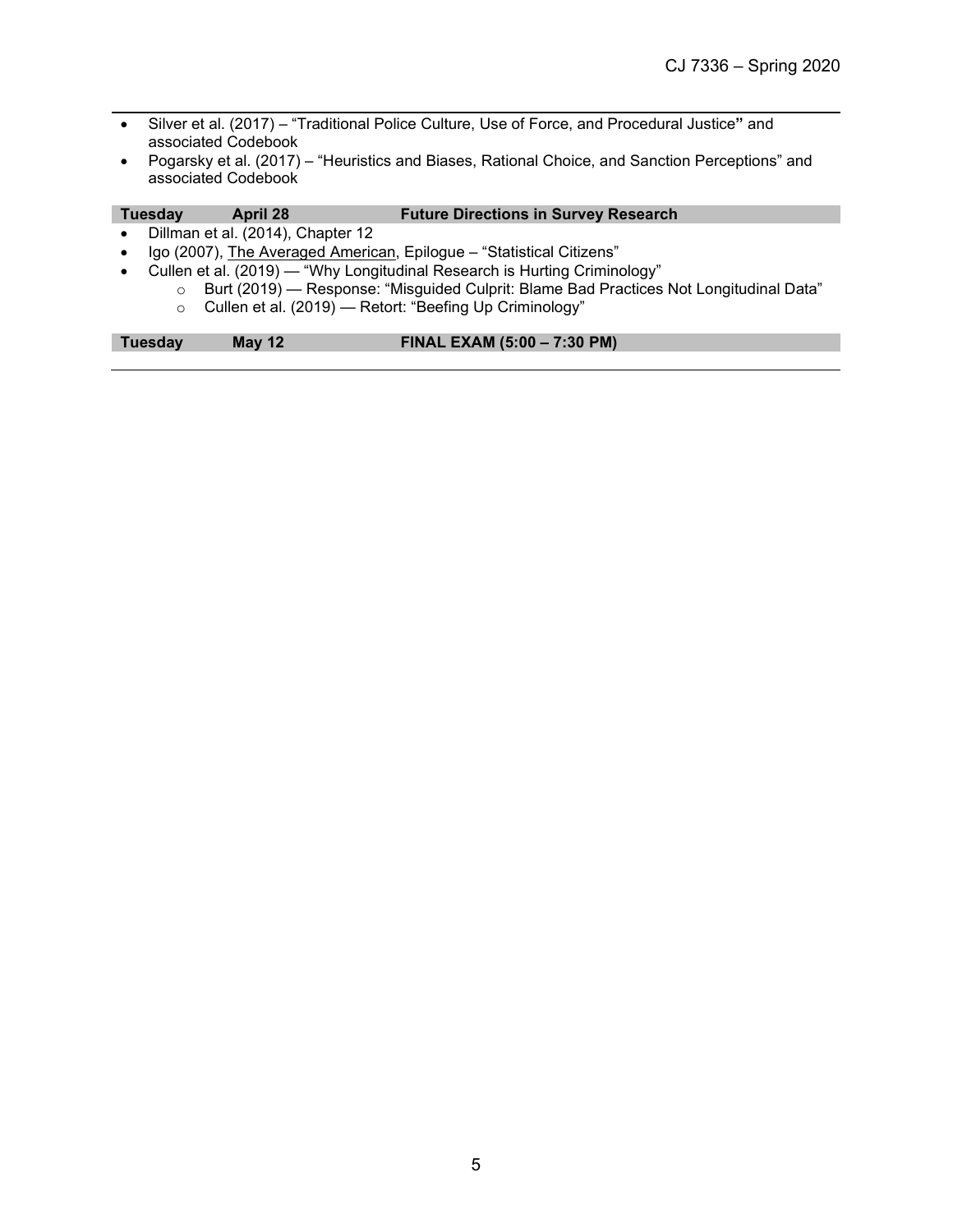- Silver et al. (2017) – "Traditional Police Culture, Use of Force, and Procedural Justice**"** and associated Codebook
- Pogarsky et al. (2017) – "Heuristics and Biases, Rational Choice, and Sanction Perceptions" and associated Codebook

| **Tuesday** | **April 28** | **Future Directions in Survey Research** |
|---|---|---|

- Dillman et al. (2014), Chapter 12
- Igo (2007), The Averaged American, Epilogue – "Statistical Citizens"
- Cullen et al. (2019) — "Why Longitudinal Research is Hurting Criminology"
  - Burt (2019) — Response: "Misguided Culprit: Blame Bad Practices Not Longitudinal Data"
  - Cullen et al. (2019) — Retort: "Beefing Up Criminology"

| **Tuesday** | **May 12** | **FINAL EXAM (5:00 – 7:30 PM)** |
|---|---|---|